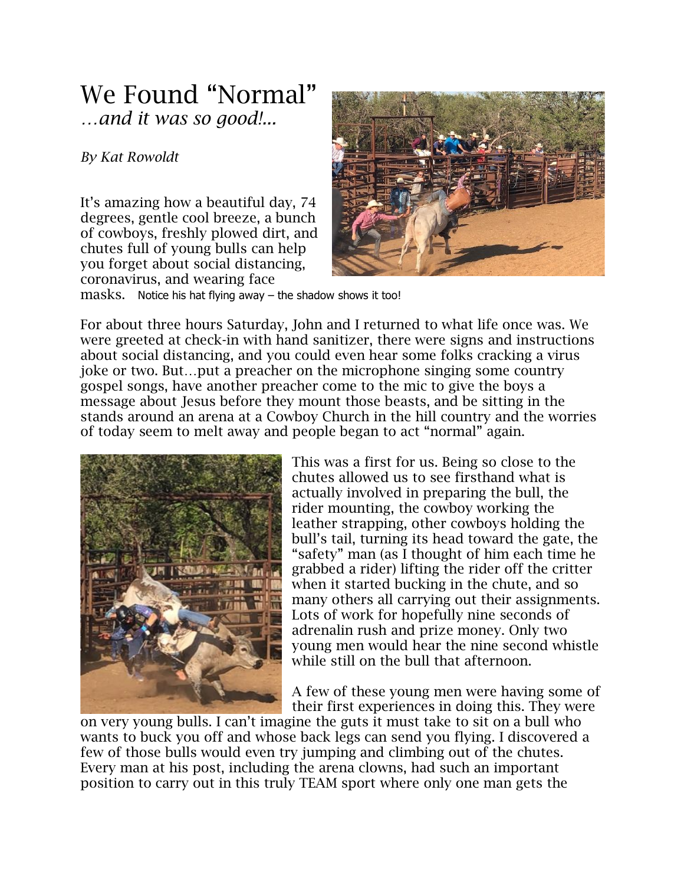# We Found "Normal"

*…and it was so good!...*

*By Kat Rowoldt*

It's amazing how a beautiful day, 74 degrees, gentle cool breeze, a bunch of cowboys, freshly plowed dirt, and chutes full of young bulls can help you forget about social distancing, coronavirus, and wearing face masks.

Notice his hat flying away – the shadow shows it too!

For about three hours Saturday, John and I returned to what life once was. We were greeted at check-in with hand sanitizer, there were signs and instructions about social distancing, and you could even hear some folks cracking a virus joke or two. But…put a preacher on the microphone singing some country gospel songs, have another preacher come to the mic to give the boys a message about Jesus before they mount those beasts, and be sitting in the stands around an arena at a Cowboy Church in the hill country and the worries of today seem to melt away and people began to act "normal" again.

This was a first for us. Being so close to the chutes allowed us to see firsthand what is actually involved in preparing the bull, the rider mounting, the cowboy working the leather strapping, other cowboys holding the bull's tail, turning its head toward the gate, the "safety" man (as I thought of him each time he grabbed a rider) lifting the rider off the critter when it started bucking in the chute, and so many others all carrying out their assignments. Lots of work for hopefully nine seconds of adrenalin rush and prize money. Only two young men would hear the nine second whistle while still on the bull that afternoon.

A few of these young men were having some of their first experiences in doing this. They were on very young bulls. I can't imagine the guts it must take to sit on a bull who wants to buck you off and whose back legs can send you flying. I discovered a few of those bulls would even try jumping and climbing out of the chutes. Every man at his post, including the arena clowns, had such an important position to carry out in this truly TEAM sport where only one man gets the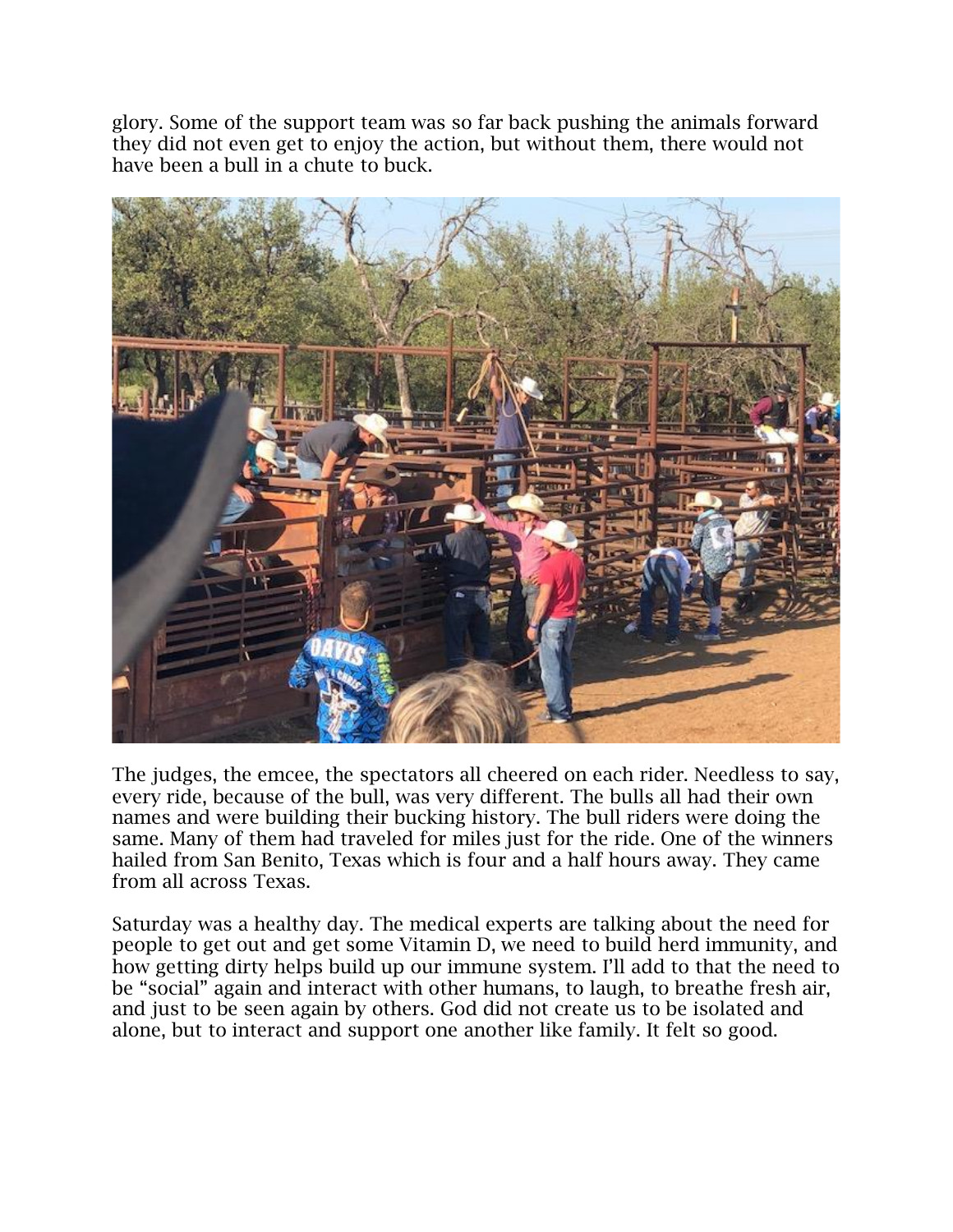glory. Some of the support team was so far back pushing the animals forward they did not even get to enjoy the action, but without them, there would not have been a bull in a chute to buck.

The judges, the emcee, the spectators all cheered on each rider. Needless to say, every ride, because of the bull, was very different. The bulls all had their own names and were building their bucking history. The bull riders were doing the same. Many of them had traveled for miles just for the ride. One of the winners hailed from San Benito, Texas which is four and a half hours away. They came from all across Texas.

Saturday was a healthy day. The medical experts are talking about the need for people to get out and get some Vitamin D, we need to build herd immunity, and how getting dirty helps build up our immune system. I'll add to that the need to be "social" again and interact with other humans, to laugh, to breathe fresh air, and just to be seen again by others. God did not create us to be isolated and alone, but to interact and support one another like family. It felt so good.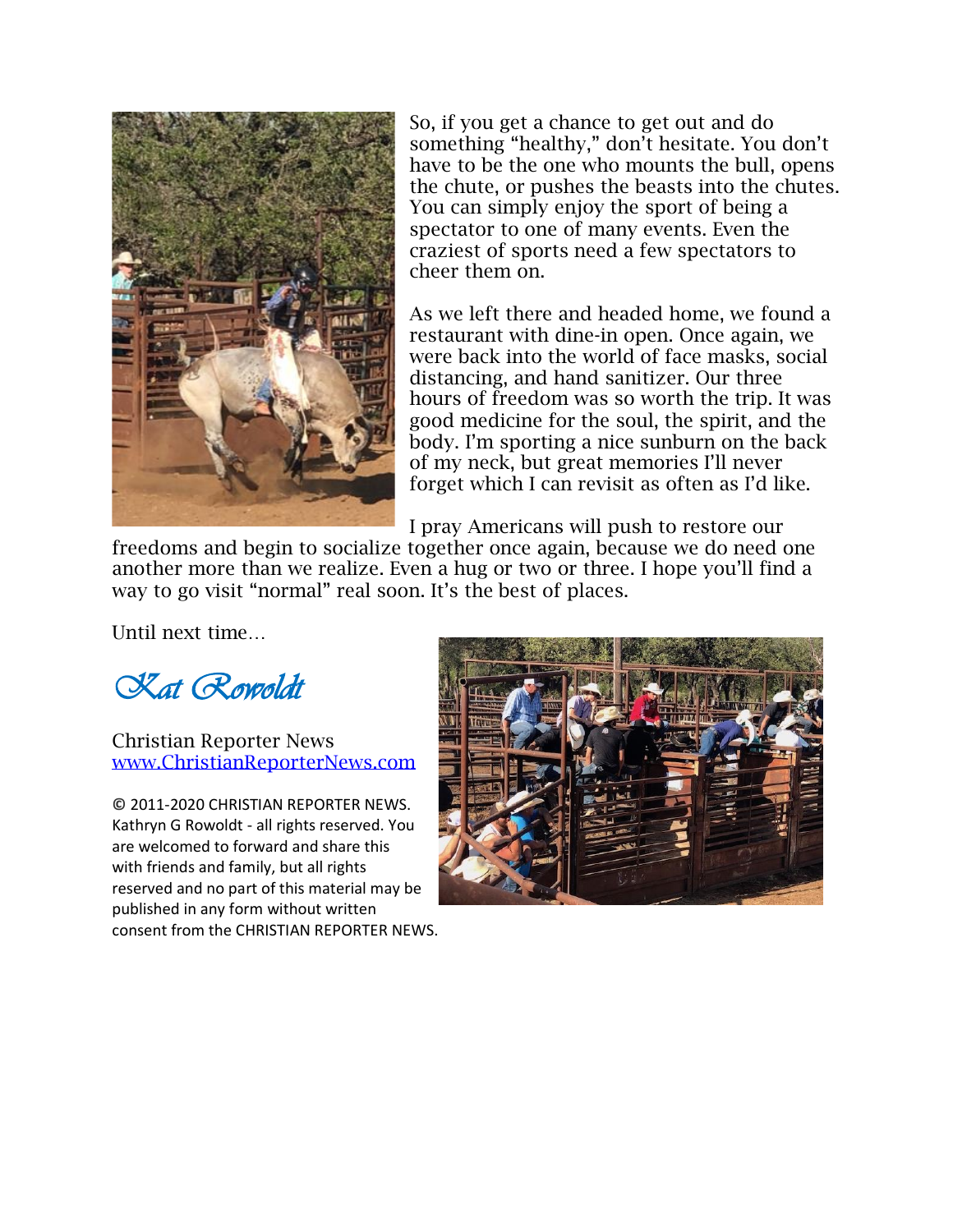So, if you get a chance to get out and do something "healthy," don't hesitate. You don't have to be the one who mounts the bull, opens the chute, or pushes the beasts into the chutes. You can simply enjoy the sport of being a spectator to one of many events. Even the craziest of sports need a few spectators to cheer them on.

As we left there and headed home, we found a restaurant with dine-in open. Once again, we were back into the world of face masks, social distancing, and hand sanitizer. Our three hours of freedom was so worth the trip. It was good medicine for the soul, the spirit, and the body. I'm sporting a nice sunburn on the back of my neck, but great memories I'll never forget which I can revisit as often as I'd like.

I pray Americans will push to restore our freedoms and begin to socialize together once again, because we do need one another more than we realize. Even a hug or two or three. I hope you'll find a way to go visit "normal" real soon. It's the best of places.

Until next time…

*Kat Rowoldt*

Christian Reporter News
[www.ChristianReporterNews.com](http://www.ChristianReporterNews.com)

© 2011-2020 CHRISTIAN REPORTER NEWS. Kathryn G Rowoldt - all rights reserved. You are welcomed to forward and share this with friends and family, but all rights reserved and no part of this material may be published in any form without written consent from the CHRISTIAN REPORTER NEWS.